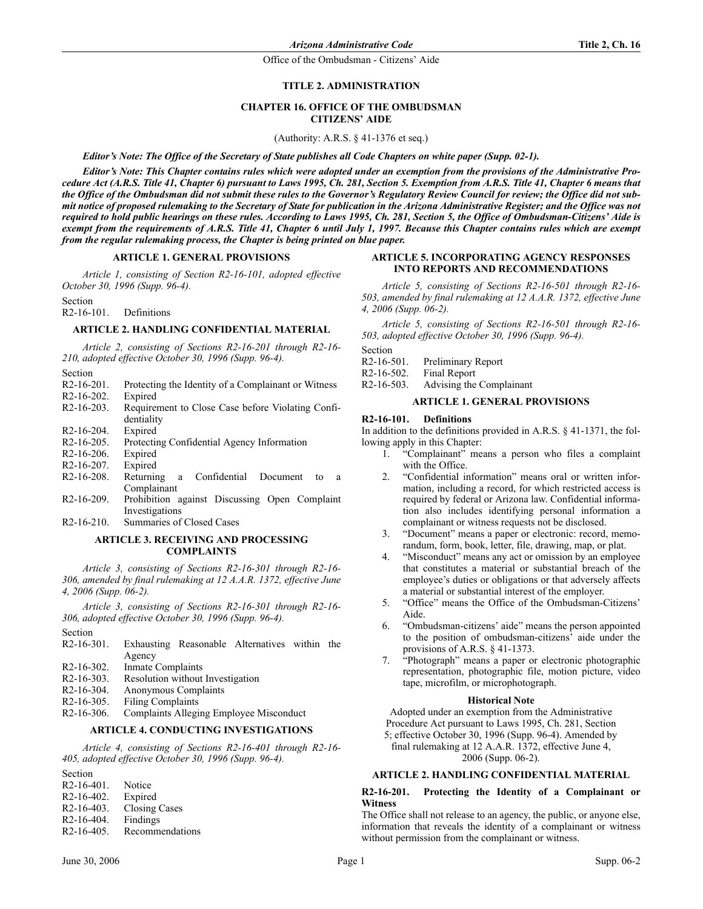# TITLE 2. ADMINISTRATION

## CHAPTER 16. OFFICE OF THE OMBUDSMAN CITIZENS' AIDE

(Authority: A.R.S. § 41-1376 et seq.)

***Editor's Note: The Office of the Secretary of State publishes all Code Chapters on white paper (Supp. 02-1).***

***Editor's Note: This Chapter contains rules which were adopted under an exemption from the provisions of the Administrative Procedure Act (A.R.S. Title 41, Chapter 6) pursuant to Laws 1995, Ch. 281, Section 5. Exemption from A.R.S. Title 41, Chapter 6 means that the Office of the Ombudsman did not submit these rules to the Governor's Regulatory Review Council for review; the Office did not submit notice of proposed rulemaking to the Secretary of State for publication in the Arizona Administrative Register; and the Office was not required to hold public hearings on these rules. According to Laws 1995, Ch. 281, Section 5, the Office of Ombudsman-Citizens' Aide is exempt from the requirements of A.R.S. Title 41, Chapter 6 until July 1, 1997. Because this Chapter contains rules which are exempt from the regular rulemaking process, the Chapter is being printed on blue paper.***

### ARTICLE 1. GENERAL PROVISIONS

*Article 1, consisting of Section R2-16-101, adopted effective October 30, 1996 (Supp. 96-4).*

Section
R2-16-101. Definitions

### ARTICLE 2. HANDLING CONFIDENTIAL MATERIAL

*Article 2, consisting of Sections R2-16-201 through R2-16-210, adopted effective October 30, 1996 (Supp. 96-4).*

Section
R2-16-201. Protecting the Identity of a Complainant or Witness
R2-16-202. Expired
R2-16-203. Requirement to Close Case before Violating Confidentiality
R2-16-204. Expired
R2-16-205. Protecting Confidential Agency Information
R2-16-206. Expired
R2-16-207. Expired
R2-16-208. Returning a Confidential Document to a Complainant
R2-16-209. Prohibition against Discussing Open Complaint Investigations
R2-16-210. Summaries of Closed Cases

### ARTICLE 3. RECEIVING AND PROCESSING COMPLAINTS

*Article 3, consisting of Sections R2-16-301 through R2-16-306, amended by final rulemaking at 12 A.A.R. 1372, effective June 4, 2006 (Supp. 06-2).*

*Article 3, consisting of Sections R2-16-301 through R2-16-306, adopted effective October 30, 1996 (Supp. 96-4).*

Section
R2-16-301. Exhausting Reasonable Alternatives within the Agency
R2-16-302. Inmate Complaints
R2-16-303. Resolution without Investigation
R2-16-304. Anonymous Complaints
R2-16-305. Filing Complaints
R2-16-306. Complaints Alleging Employee Misconduct

### ARTICLE 4. CONDUCTING INVESTIGATIONS

*Article 4, consisting of Sections R2-16-401 through R2-16-405, adopted effective October 30, 1996 (Supp. 96-4).*

Section
R2-16-401. Notice
R2-16-402. Expired
R2-16-403. Closing Cases
R2-16-404. Findings
R2-16-405. Recommendations

### ARTICLE 5. INCORPORATING AGENCY RESPONSES INTO REPORTS AND RECOMMENDATIONS

*Article 5, consisting of Sections R2-16-501 through R2-16-503, amended by final rulemaking at 12 A.A.R. 1372, effective June 4, 2006 (Supp. 06-2).*

*Article 5, consisting of Sections R2-16-501 through R2-16-503, adopted effective October 30, 1996 (Supp. 96-4).*

Section
R2-16-501. Preliminary Report
R2-16-502. Final Report
R2-16-503. Advising the Complainant

### ARTICLE 1. GENERAL PROVISIONS

**R2-16-101. Definitions**

In addition to the definitions provided in A.R.S. § 41-1371, the following apply in this Chapter:

1. "Complainant" means a person who files a complaint with the Office.
2. "Confidential information" means oral or written information, including a record, for which restricted access is required by federal or Arizona law. Confidential information also includes identifying personal information a complainant or witness requests not be disclosed.
3. "Document" means a paper or electronic: record, memorandum, form, book, letter, file, drawing, map, or plat.
4. "Misconduct" means any act or omission by an employee that constitutes a material or substantial breach of the employee's duties or obligations or that adversely affects a material or substantial interest of the employer.
5. "Office" means the Office of the Ombudsman-Citizens' Aide.
6. "Ombudsman-citizens' aide" means the person appointed to the position of ombudsman-citizens' aide under the provisions of A.R.S. § 41-1373.
7. "Photograph" means a paper or electronic photographic representation, photographic file, motion picture, video tape, microfilm, or microphotograph.

**Historical Note**

Adopted under an exemption from the Administrative Procedure Act pursuant to Laws 1995, Ch. 281, Section 5; effective October 30, 1996 (Supp. 96-4). Amended by final rulemaking at 12 A.A.R. 1372, effective June 4, 2006 (Supp. 06-2).

### ARTICLE 2. HANDLING CONFIDENTIAL MATERIAL

**R2-16-201. Protecting the Identity of a Complainant or Witness**

The Office shall not release to an agency, the public, or anyone else, information that reveals the identity of a complainant or witness without permission from the complainant or witness.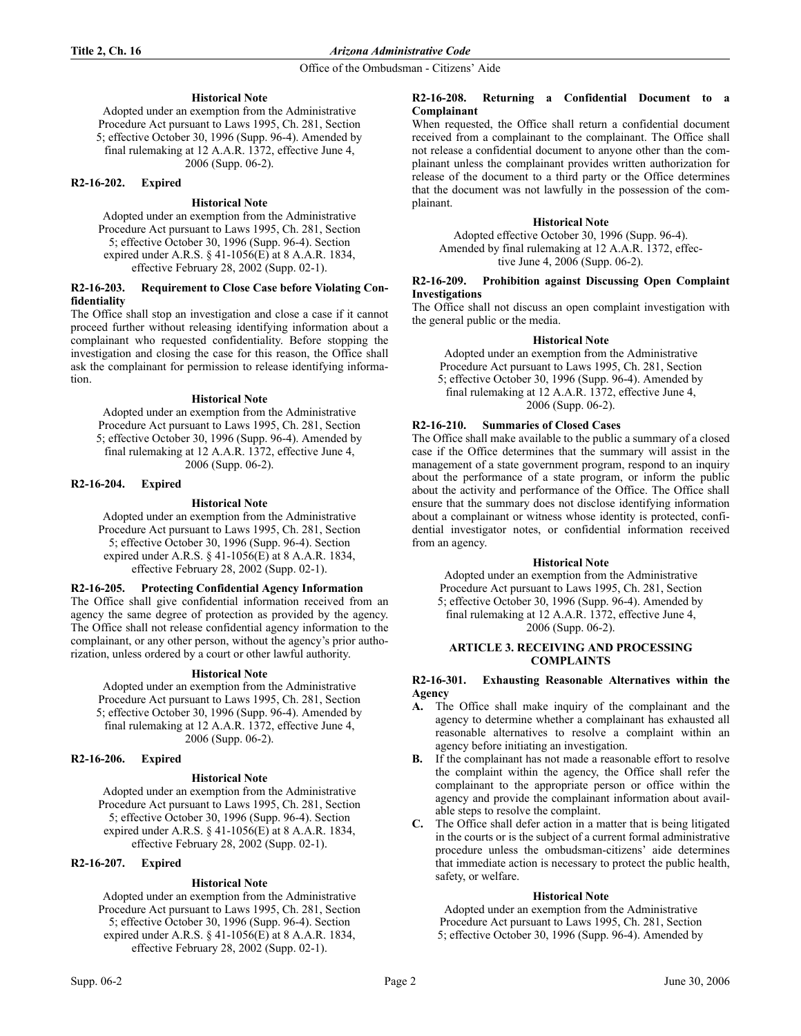#### Historical Note

Adopted under an exemption from the Administrative Procedure Act pursuant to Laws 1995, Ch. 281, Section 5; effective October 30, 1996 (Supp. 96-4). Amended by final rulemaking at 12 A.A.R. 1372, effective June 4, 2006 (Supp. 06-2).

### R2-16-202. Expired

#### Historical Note

Adopted under an exemption from the Administrative Procedure Act pursuant to Laws 1995, Ch. 281, Section 5; effective October 30, 1996 (Supp. 96-4). Section expired under A.R.S. § 41-1056(E) at 8 A.A.R. 1834, effective February 28, 2002 (Supp. 02-1).

### R2-16-203. Requirement to Close Case before Violating Confidentiality

The Office shall stop an investigation and close a case if it cannot proceed further without releasing identifying information about a complainant who requested confidentiality. Before stopping the investigation and closing the case for this reason, the Office shall ask the complainant for permission to release identifying information.

#### Historical Note

Adopted under an exemption from the Administrative Procedure Act pursuant to Laws 1995, Ch. 281, Section 5; effective October 30, 1996 (Supp. 96-4). Amended by final rulemaking at 12 A.A.R. 1372, effective June 4, 2006 (Supp. 06-2).

### R2-16-204. Expired

#### Historical Note

Adopted under an exemption from the Administrative Procedure Act pursuant to Laws 1995, Ch. 281, Section 5; effective October 30, 1996 (Supp. 96-4). Section expired under A.R.S. § 41-1056(E) at 8 A.A.R. 1834, effective February 28, 2002 (Supp. 02-1).

### R2-16-205. Protecting Confidential Agency Information

The Office shall give confidential information received from an agency the same degree of protection as provided by the agency. The Office shall not release confidential agency information to the complainant, or any other person, without the agency's prior authorization, unless ordered by a court or other lawful authority.

#### Historical Note

Adopted under an exemption from the Administrative Procedure Act pursuant to Laws 1995, Ch. 281, Section 5; effective October 30, 1996 (Supp. 96-4). Amended by final rulemaking at 12 A.A.R. 1372, effective June 4, 2006 (Supp. 06-2).

### R2-16-206. Expired

#### Historical Note

Adopted under an exemption from the Administrative Procedure Act pursuant to Laws 1995, Ch. 281, Section 5; effective October 30, 1996 (Supp. 96-4). Section expired under A.R.S. § 41-1056(E) at 8 A.A.R. 1834, effective February 28, 2002 (Supp. 02-1).

### R2-16-207. Expired

#### Historical Note

Adopted under an exemption from the Administrative Procedure Act pursuant to Laws 1995, Ch. 281, Section 5; effective October 30, 1996 (Supp. 96-4). Section expired under A.R.S. § 41-1056(E) at 8 A.A.R. 1834, effective February 28, 2002 (Supp. 02-1).

### R2-16-208. Returning a Confidential Document to a Complainant

When requested, the Office shall return a confidential document received from a complainant to the complainant. The Office shall not release a confidential document to anyone other than the complainant unless the complainant provides written authorization for release of the document to a third party or the Office determines that the document was not lawfully in the possession of the complainant.

#### Historical Note

Adopted effective October 30, 1996 (Supp. 96-4). Amended by final rulemaking at 12 A.A.R. 1372, effective June 4, 2006 (Supp. 06-2).

### R2-16-209. Prohibition against Discussing Open Complaint Investigations

The Office shall not discuss an open complaint investigation with the general public or the media.

#### Historical Note

Adopted under an exemption from the Administrative Procedure Act pursuant to Laws 1995, Ch. 281, Section 5; effective October 30, 1996 (Supp. 96-4). Amended by final rulemaking at 12 A.A.R. 1372, effective June 4, 2006 (Supp. 06-2).

### R2-16-210. Summaries of Closed Cases

The Office shall make available to the public a summary of a closed case if the Office determines that the summary will assist in the management of a state government program, respond to an inquiry about the performance of a state program, or inform the public about the activity and performance of the Office. The Office shall ensure that the summary does not disclose identifying information about a complainant or witness whose identity is protected, confidential investigator notes, or confidential information received from an agency.

#### Historical Note

Adopted under an exemption from the Administrative Procedure Act pursuant to Laws 1995, Ch. 281, Section 5; effective October 30, 1996 (Supp. 96-4). Amended by final rulemaking at 12 A.A.R. 1372, effective June 4, 2006 (Supp. 06-2).

## ARTICLE 3. RECEIVING AND PROCESSING COMPLAINTS

### R2-16-301. Exhausting Reasonable Alternatives within the Agency

**A.** The Office shall make inquiry of the complainant and the agency to determine whether a complainant has exhausted all reasonable alternatives to resolve a complaint within an agency before initiating an investigation.

**B.** If the complainant has not made a reasonable effort to resolve the complaint within the agency, the Office shall refer the complainant to the appropriate person or office within the agency and provide the complainant information about available steps to resolve the complaint.

**C.** The Office shall defer action in a matter that is being litigated in the courts or is the subject of a current formal administrative procedure unless the ombudsman-citizens' aide determines that immediate action is necessary to protect the public health, safety, or welfare.

#### Historical Note

Adopted under an exemption from the Administrative Procedure Act pursuant to Laws 1995, Ch. 281, Section 5; effective October 30, 1996 (Supp. 96-4). Amended by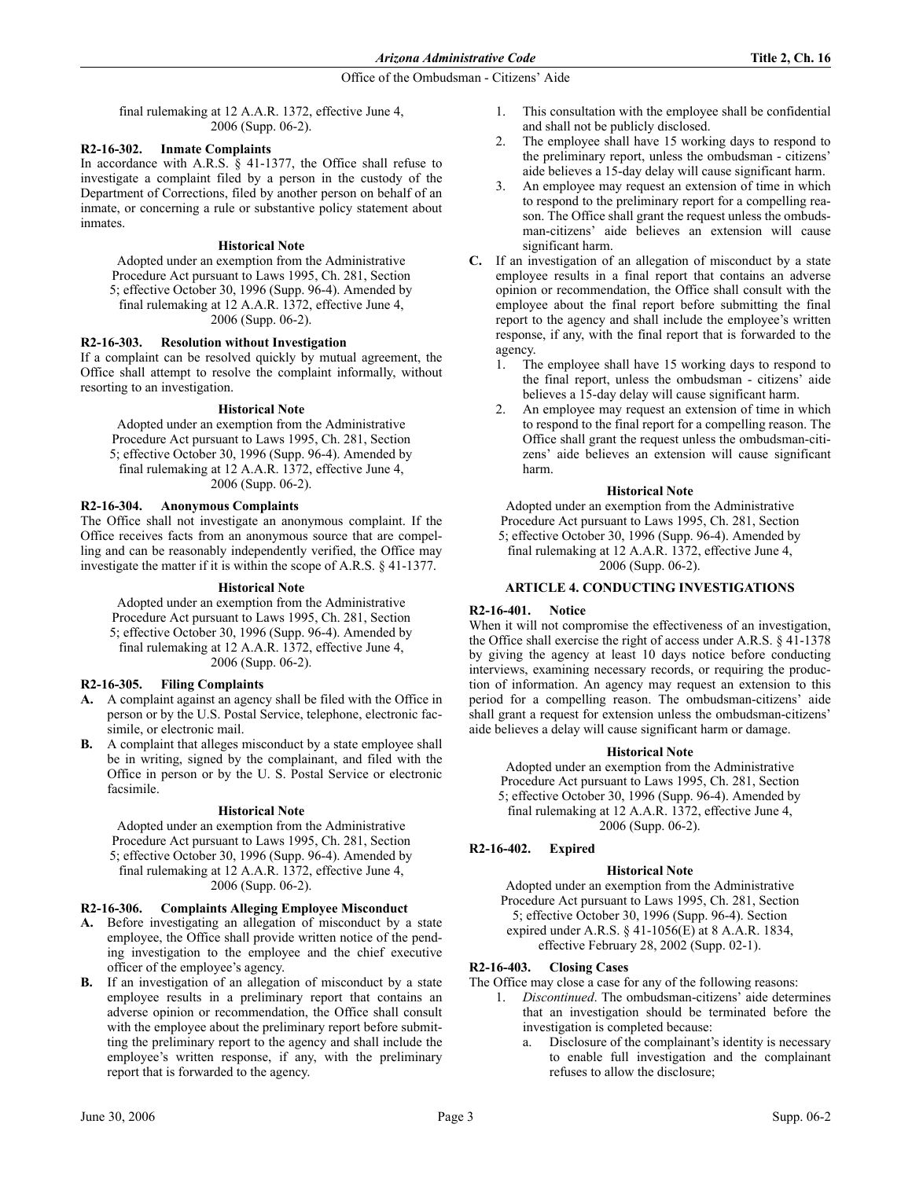final rulemaking at 12 A.A.R. 1372, effective June 4, 2006 (Supp. 06-2).

**R2-16-302. Inmate Complaints**

In accordance with A.R.S. § 41-1377, the Office shall refuse to investigate a complaint filed by a person in the custody of the Department of Corrections, filed by another person on behalf of an inmate, or concerning a rule or substantive policy statement about inmates.

**Historical Note**

Adopted under an exemption from the Administrative Procedure Act pursuant to Laws 1995, Ch. 281, Section 5; effective October 30, 1996 (Supp. 96-4). Amended by final rulemaking at 12 A.A.R. 1372, effective June 4, 2006 (Supp. 06-2).

**R2-16-303. Resolution without Investigation**

If a complaint can be resolved quickly by mutual agreement, the Office shall attempt to resolve the complaint informally, without resorting to an investigation.

**Historical Note**

Adopted under an exemption from the Administrative Procedure Act pursuant to Laws 1995, Ch. 281, Section 5; effective October 30, 1996 (Supp. 96-4). Amended by final rulemaking at 12 A.A.R. 1372, effective June 4, 2006 (Supp. 06-2).

**R2-16-304. Anonymous Complaints**

The Office shall not investigate an anonymous complaint. If the Office receives facts from an anonymous source that are compelling and can be reasonably independently verified, the Office may investigate the matter if it is within the scope of A.R.S. § 41-1377.

**Historical Note**

Adopted under an exemption from the Administrative Procedure Act pursuant to Laws 1995, Ch. 281, Section 5; effective October 30, 1996 (Supp. 96-4). Amended by final rulemaking at 12 A.A.R. 1372, effective June 4, 2006 (Supp. 06-2).

**R2-16-305. Filing Complaints**

**A.** A complaint against an agency shall be filed with the Office in person or by the U.S. Postal Service, telephone, electronic facsimile, or electronic mail.

**B.** A complaint that alleges misconduct by a state employee shall be in writing, signed by the complainant, and filed with the Office in person or by the U. S. Postal Service or electronic facsimile.

**Historical Note**

Adopted under an exemption from the Administrative Procedure Act pursuant to Laws 1995, Ch. 281, Section 5; effective October 30, 1996 (Supp. 96-4). Amended by final rulemaking at 12 A.A.R. 1372, effective June 4, 2006 (Supp. 06-2).

**R2-16-306. Complaints Alleging Employee Misconduct**

**A.** Before investigating an allegation of misconduct by a state employee, the Office shall provide written notice of the pending investigation to the employee and the chief executive officer of the employee's agency.

**B.** If an investigation of an allegation of misconduct by a state employee results in a preliminary report that contains an adverse opinion or recommendation, the Office shall consult with the employee about the preliminary report before submitting the preliminary report to the agency and shall include the employee's written response, if any, with the preliminary report that is forwarded to the agency.

1. This consultation with the employee shall be confidential and shall not be publicly disclosed.
2. The employee shall have 15 working days to respond to the preliminary report, unless the ombudsman - citizens' aide believes a 15-day delay will cause significant harm.
3. An employee may request an extension of time in which to respond to the preliminary report for a compelling reason. The Office shall grant the request unless the ombudsman-citizens' aide believes an extension will cause significant harm.

**C.** If an investigation of an allegation of misconduct by a state employee results in a final report that contains an adverse opinion or recommendation, the Office shall consult with the employee about the final report before submitting the final report to the agency and shall include the employee's written response, if any, with the final report that is forwarded to the agency.

1. The employee shall have 15 working days to respond to the final report, unless the ombudsman - citizens' aide believes a 15-day delay will cause significant harm.
2. An employee may request an extension of time in which to respond to the final report for a compelling reason. The Office shall grant the request unless the ombudsman-citizens' aide believes an extension will cause significant harm.

**Historical Note**

Adopted under an exemption from the Administrative Procedure Act pursuant to Laws 1995, Ch. 281, Section 5; effective October 30, 1996 (Supp. 96-4). Amended by final rulemaking at 12 A.A.R. 1372, effective June 4, 2006 (Supp. 06-2).

## ARTICLE 4. CONDUCTING INVESTIGATIONS

**R2-16-401. Notice**

When it will not compromise the effectiveness of an investigation, the Office shall exercise the right of access under A.R.S. § 41-1378 by giving the agency at least 10 days notice before conducting interviews, examining necessary records, or requiring the production of information. An agency may request an extension to this period for a compelling reason. The ombudsman-citizens' aide shall grant a request for extension unless the ombudsman-citizens' aide believes a delay will cause significant harm or damage.

**Historical Note**

Adopted under an exemption from the Administrative Procedure Act pursuant to Laws 1995, Ch. 281, Section 5; effective October 30, 1996 (Supp. 96-4). Amended by final rulemaking at 12 A.A.R. 1372, effective June 4, 2006 (Supp. 06-2).

**R2-16-402. Expired**

**Historical Note**

Adopted under an exemption from the Administrative Procedure Act pursuant to Laws 1995, Ch. 281, Section 5; effective October 30, 1996 (Supp. 96-4). Section expired under A.R.S. § 41-1056(E) at 8 A.A.R. 1834, effective February 28, 2002 (Supp. 02-1).

**R2-16-403. Closing Cases**

The Office may close a case for any of the following reasons:

1. *Discontinued*. The ombudsman-citizens' aide determines that an investigation should be terminated before the investigation is completed because:
   a. Disclosure of the complainant's identity is necessary to enable full investigation and the complainant refuses to allow the disclosure;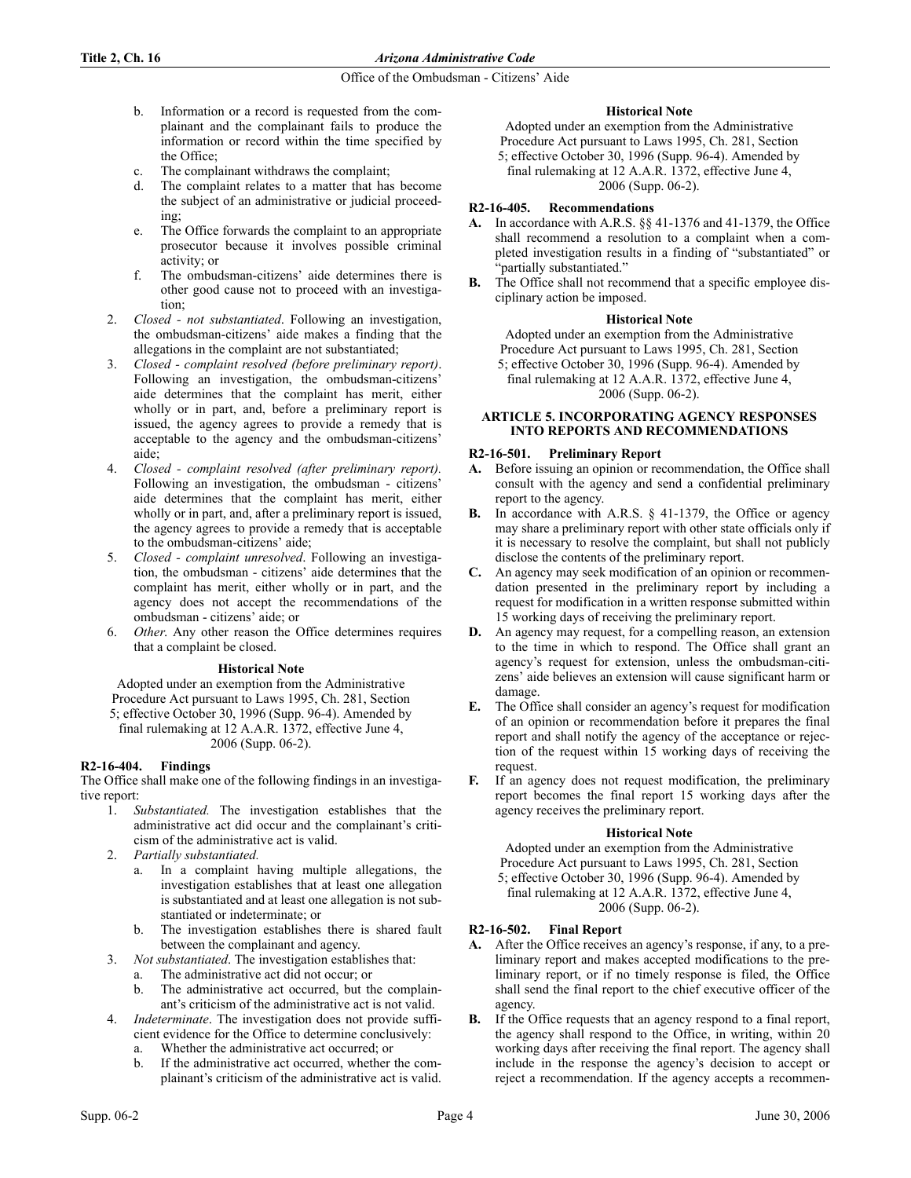b. Information or a record is requested from the complainant and the complainant fails to produce the information or record within the time specified by the Office;
c. The complainant withdraws the complaint;
d. The complaint relates to a matter that has become the subject of an administrative or judicial proceeding;
e. The Office forwards the complaint to an appropriate prosecutor because it involves possible criminal activity; or
f. The ombudsman-citizens' aide determines there is other good cause not to proceed with an investigation;

2. *Closed - not substantiated*. Following an investigation, the ombudsman-citizens' aide makes a finding that the allegations in the complaint are not substantiated;
3. *Closed - complaint resolved (before preliminary report)*. Following an investigation, the ombudsman-citizens' aide determines that the complaint has merit, either wholly or in part, and, before a preliminary report is issued, the agency agrees to provide a remedy that is acceptable to the agency and the ombudsman-citizens' aide;
4. *Closed - complaint resolved (after preliminary report).* Following an investigation, the ombudsman - citizens' aide determines that the complaint has merit, either wholly or in part, and, after a preliminary report is issued, the agency agrees to provide a remedy that is acceptable to the ombudsman-citizens' aide;
5. *Closed - complaint unresolved*. Following an investigation, the ombudsman - citizens' aide determines that the complaint has merit, either wholly or in part, and the agency does not accept the recommendations of the ombudsman - citizens' aide; or
6. *Other*. Any other reason the Office determines requires that a complaint be closed.

**Historical Note**

Adopted under an exemption from the Administrative Procedure Act pursuant to Laws 1995, Ch. 281, Section 5; effective October 30, 1996 (Supp. 96-4). Amended by final rulemaking at 12 A.A.R. 1372, effective June 4, 2006 (Supp. 06-2).

### R2-16-404. Findings

The Office shall make one of the following findings in an investigative report:

1. *Substantiated.* The investigation establishes that the administrative act did occur and the complainant's criticism of the administrative act is valid.
2. *Partially substantiated.*
   a. In a complaint having multiple allegations, the investigation establishes that at least one allegation is substantiated and at least one allegation is not substantiated or indeterminate; or
   b. The investigation establishes there is shared fault between the complainant and agency.
3. *Not substantiated*. The investigation establishes that:
   a. The administrative act did not occur; or
   b. The administrative act occurred, but the complainant's criticism of the administrative act is not valid.
4. *Indeterminate*. The investigation does not provide sufficient evidence for the Office to determine conclusively:
   a. Whether the administrative act occurred; or
   b. If the administrative act occurred, whether the complainant's criticism of the administrative act is valid.

**Historical Note**

Adopted under an exemption from the Administrative Procedure Act pursuant to Laws 1995, Ch. 281, Section 5; effective October 30, 1996 (Supp. 96-4). Amended by final rulemaking at 12 A.A.R. 1372, effective June 4, 2006 (Supp. 06-2).

### R2-16-405. Recommendations

**A.** In accordance with A.R.S. §§ 41-1376 and 41-1379, the Office shall recommend a resolution to a complaint when a completed investigation results in a finding of "substantiated" or "partially substantiated."

**B.** The Office shall not recommend that a specific employee disciplinary action be imposed.

**Historical Note**

Adopted under an exemption from the Administrative Procedure Act pursuant to Laws 1995, Ch. 281, Section 5; effective October 30, 1996 (Supp. 96-4). Amended by final rulemaking at 12 A.A.R. 1372, effective June 4, 2006 (Supp. 06-2).

## ARTICLE 5. INCORPORATING AGENCY RESPONSES INTO REPORTS AND RECOMMENDATIONS

### R2-16-501. Preliminary Report

**A.** Before issuing an opinion or recommendation, the Office shall consult with the agency and send a confidential preliminary report to the agency.

**B.** In accordance with A.R.S. § 41-1379, the Office or agency may share a preliminary report with other state officials only if it is necessary to resolve the complaint, but shall not publicly disclose the contents of the preliminary report.

**C.** An agency may seek modification of an opinion or recommendation presented in the preliminary report by including a request for modification in a written response submitted within 15 working days of receiving the preliminary report.

**D.** An agency may request, for a compelling reason, an extension to the time in which to respond. The Office shall grant an agency's request for extension, unless the ombudsman-citizens' aide believes an extension will cause significant harm or damage.

**E.** The Office shall consider an agency's request for modification of an opinion or recommendation before it prepares the final report and shall notify the agency of the acceptance or rejection of the request within 15 working days of receiving the request.

**F.** If an agency does not request modification, the preliminary report becomes the final report 15 working days after the agency receives the preliminary report.

**Historical Note**

Adopted under an exemption from the Administrative Procedure Act pursuant to Laws 1995, Ch. 281, Section 5; effective October 30, 1996 (Supp. 96-4). Amended by final rulemaking at 12 A.A.R. 1372, effective June 4, 2006 (Supp. 06-2).

### R2-16-502. Final Report

**A.** After the Office receives an agency's response, if any, to a preliminary report and makes accepted modifications to the preliminary report, or if no timely response is filed, the Office shall send the final report to the chief executive officer of the agency.

**B.** If the Office requests that an agency respond to a final report, the agency shall respond to the Office, in writing, within 20 working days after receiving the final report. The agency shall include in the response the agency's decision to accept or reject a recommendation. If the agency accepts a recommen-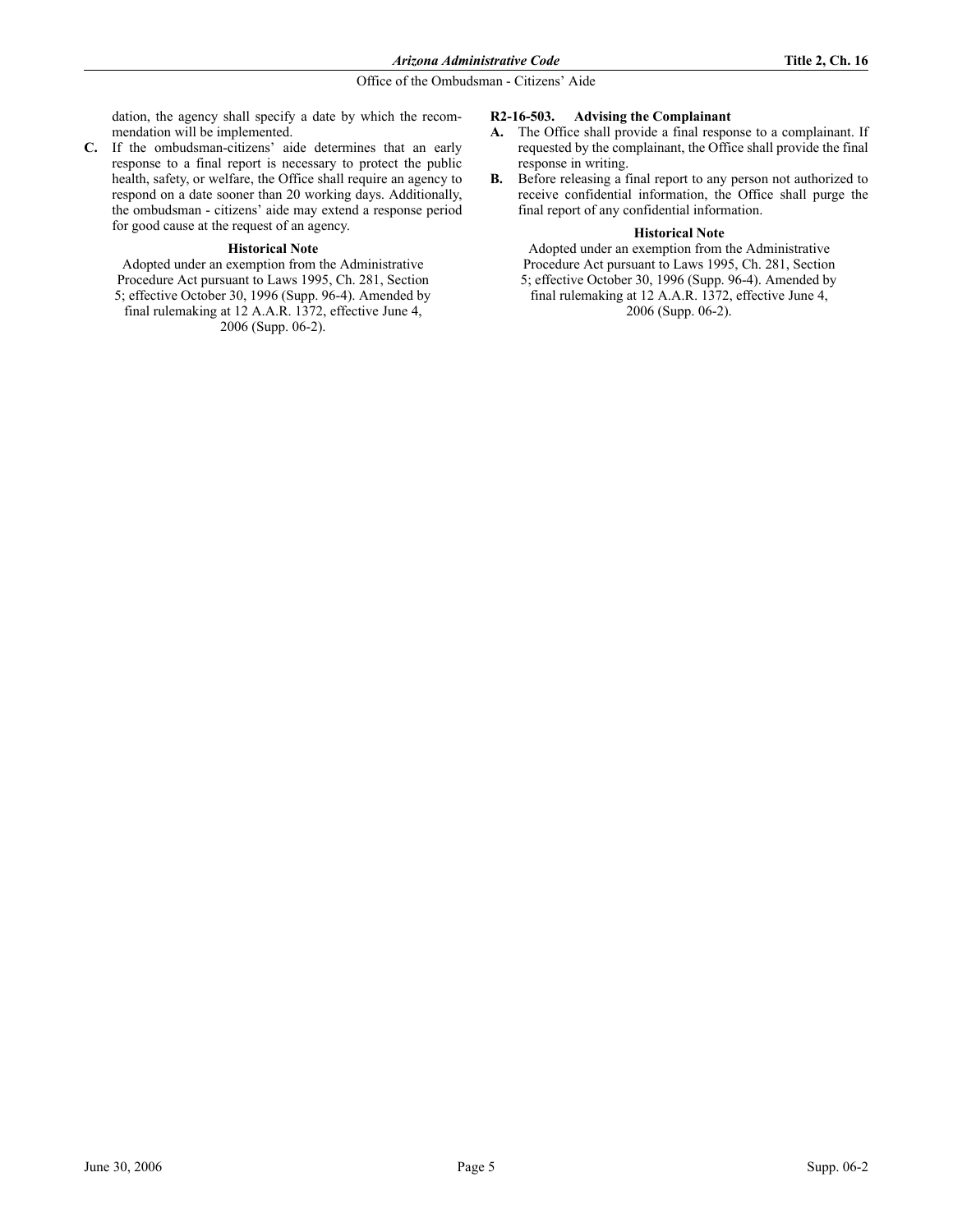dation, the agency shall specify a date by which the recommendation will be implemented.

**C.** If the ombudsman-citizens' aide determines that an early response to a final report is necessary to protect the public health, safety, or welfare, the Office shall require an agency to respond on a date sooner than 20 working days. Additionally, the ombudsman - citizens' aide may extend a response period for good cause at the request of an agency.

**Historical Note**

Adopted under an exemption from the Administrative Procedure Act pursuant to Laws 1995, Ch. 281, Section 5; effective October 30, 1996 (Supp. 96-4). Amended by final rulemaking at 12 A.A.R. 1372, effective June 4, 2006 (Supp. 06-2).

**R2-16-503. Advising the Complainant**

**A.** The Office shall provide a final response to a complainant. If requested by the complainant, the Office shall provide the final response in writing.

**B.** Before releasing a final report to any person not authorized to receive confidential information, the Office shall purge the final report of any confidential information.

**Historical Note**

Adopted under an exemption from the Administrative Procedure Act pursuant to Laws 1995, Ch. 281, Section 5; effective October 30, 1996 (Supp. 96-4). Amended by final rulemaking at 12 A.A.R. 1372, effective June 4, 2006 (Supp. 06-2).